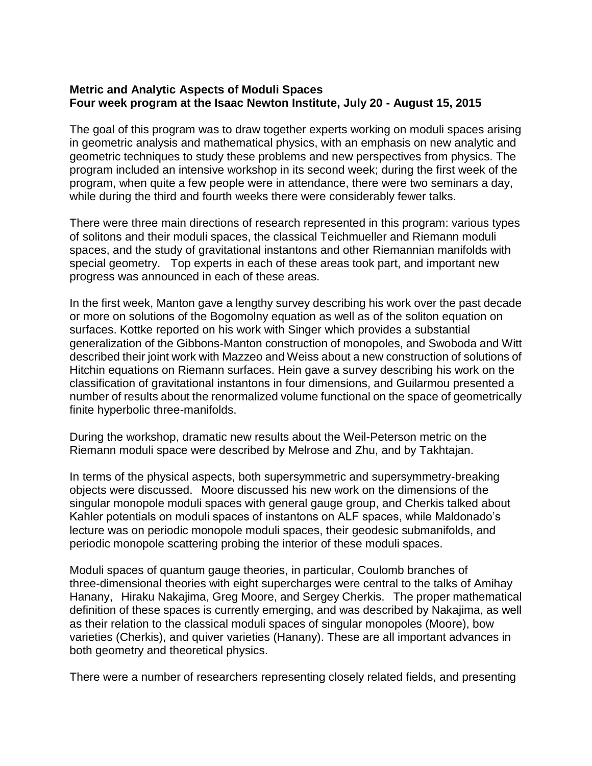**Metric and Analytic Aspects of Moduli Spaces**
**Four week program at the Isaac Newton Institute, July 20 - August 15, 2015**

The goal of this program was to draw together experts working on moduli spaces arising in geometric analysis and mathematical physics, with an emphasis on new analytic and geometric techniques to study these problems and new perspectives from physics. The program included an intensive workshop in its second week; during the first week of the program, when quite a few people were in attendance, there were two seminars a day, while during the third and fourth weeks there were considerably fewer talks.

There were three main directions of research represented in this program: various types of solitons and their moduli spaces, the classical Teichmueller and Riemann moduli spaces, and the study of gravitational instantons and other Riemannian manifolds with special geometry. Top experts in each of these areas took part, and important new progress was announced in each of these areas.

In the first week, Manton gave a lengthy survey describing his work over the past decade or more on solutions of the Bogomolny equation as well as of the soliton equation on surfaces. Kottke reported on his work with Singer which provides a substantial generalization of the Gibbons-Manton construction of monopoles, and Swoboda and Witt described their joint work with Mazzeo and Weiss about a new construction of solutions of Hitchin equations on Riemann surfaces. Hein gave a survey describing his work on the classification of gravitational instantons in four dimensions, and Guilarmou presented a number of results about the renormalized volume functional on the space of geometrically finite hyperbolic three-manifolds.

During the workshop, dramatic new results about the Weil-Peterson metric on the Riemann moduli space were described by Melrose and Zhu, and by Takhtajan.

In terms of the physical aspects, both supersymmetric and supersymmetry-breaking objects were discussed. Moore discussed his new work on the dimensions of the singular monopole moduli spaces with general gauge group, and Cherkis talked about Kahler potentials on moduli spaces of instantons on ALF spaces, while Maldonado's lecture was on periodic monopole moduli spaces, their geodesic submanifolds, and periodic monopole scattering probing the interior of these moduli spaces.

Moduli spaces of quantum gauge theories, in particular, Coulomb branches of three-dimensional theories with eight supercharges were central to the talks of Amihay Hanany, Hiraku Nakajima, Greg Moore, and Sergey Cherkis. The proper mathematical definition of these spaces is currently emerging, and was described by Nakajima, as well as their relation to the classical moduli spaces of singular monopoles (Moore), bow varieties (Cherkis), and quiver varieties (Hanany). These are all important advances in both geometry and theoretical physics.

There were a number of researchers representing closely related fields, and presenting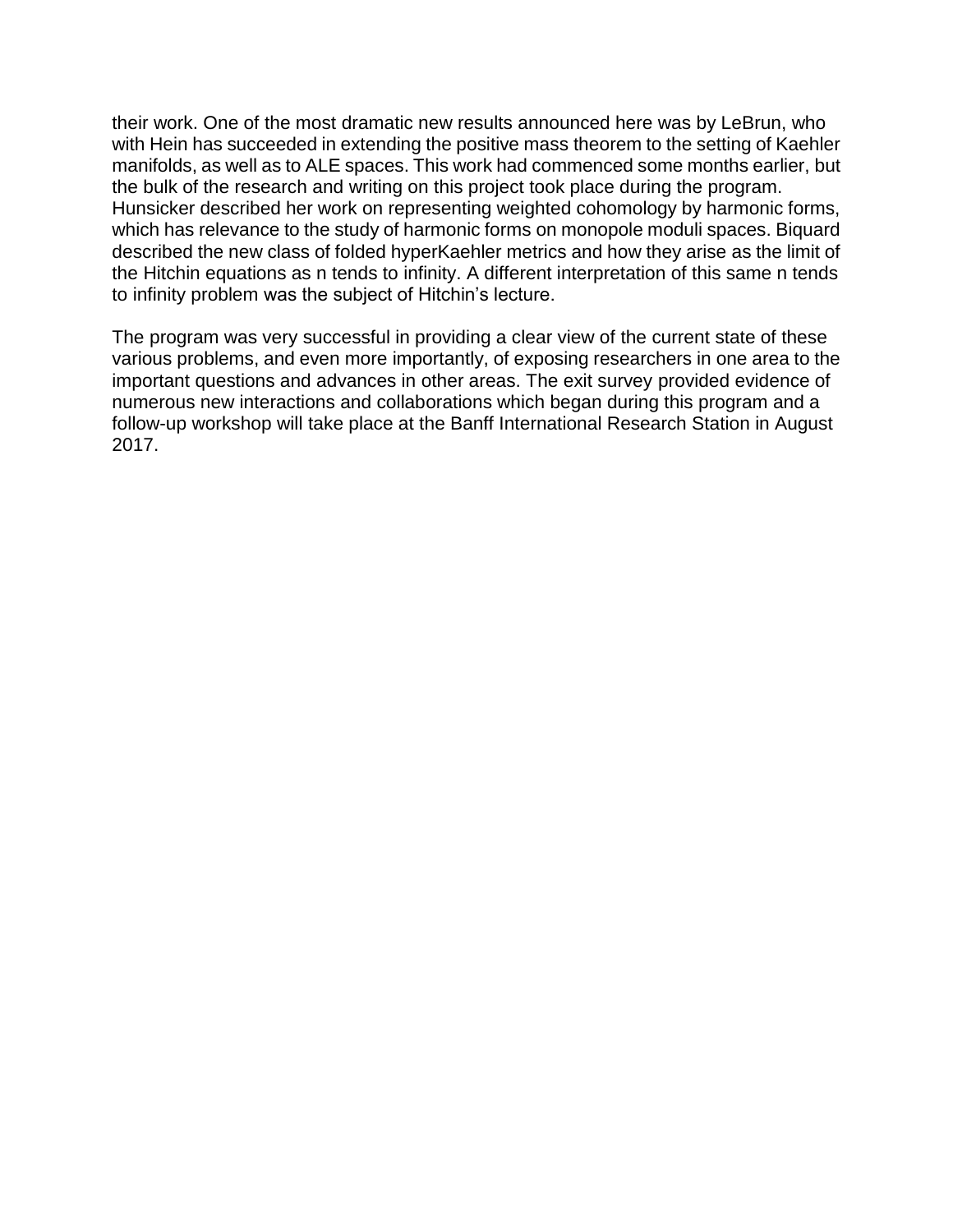their work. One of the most dramatic new results announced here was by LeBrun, who with Hein has succeeded in extending the positive mass theorem to the setting of Kaehler manifolds, as well as to ALE spaces. This work had commenced some months earlier, but the bulk of the research and writing on this project took place during the program. Hunsicker described her work on representing weighted cohomology by harmonic forms, which has relevance to the study of harmonic forms on monopole moduli spaces. Biquard described the new class of folded hyperKaehler metrics and how they arise as the limit of the Hitchin equations as n tends to infinity. A different interpretation of this same n tends to infinity problem was the subject of Hitchin's lecture.

The program was very successful in providing a clear view of the current state of these various problems, and even more importantly, of exposing researchers in one area to the important questions and advances in other areas. The exit survey provided evidence of numerous new interactions and collaborations which began during this program and a follow-up workshop will take place at the Banff International Research Station in August 2017.